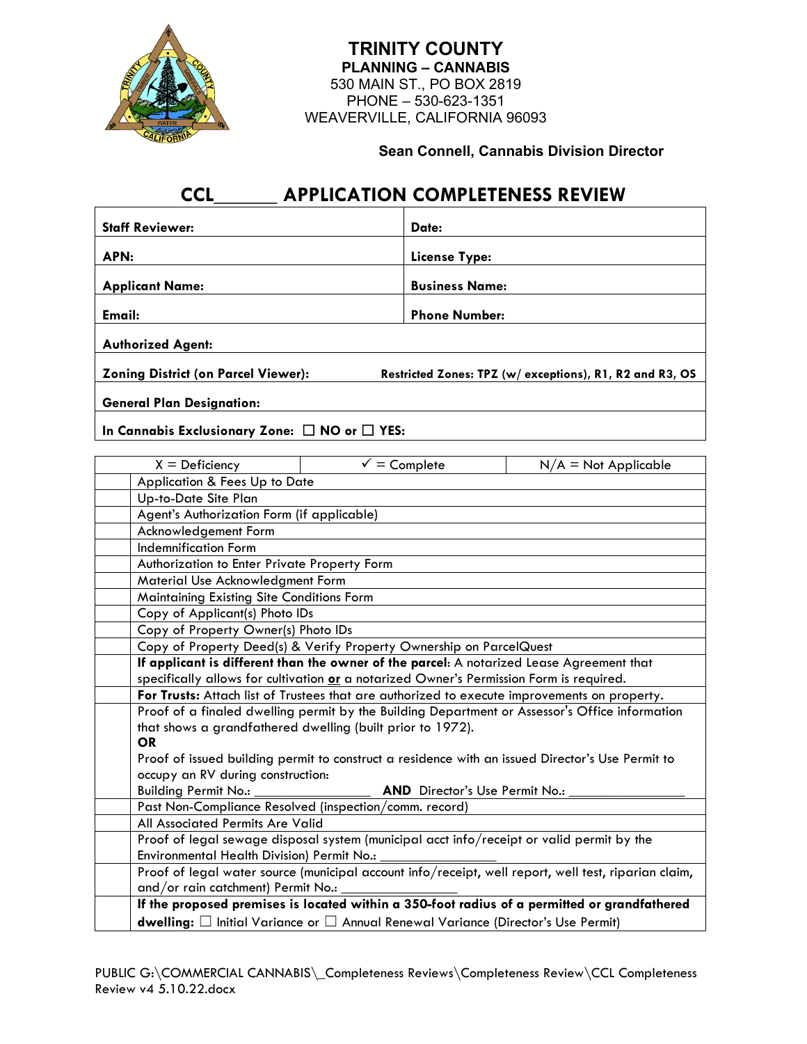**TRINITY COUNTY**
**PLANNING – CANNABIS**
530 MAIN ST., PO BOX 2819
PHONE – 530-623-1351
WEAVERVILLE, CALIFORNIA 96093

**Sean Connell, Cannabis Division Director**

# CCL______ APPLICATION COMPLETENESS REVIEW

| | |
|---|---|
| **Staff Reviewer:** | **Date:** |
| **APN:** | **License Type:** |
| **Applicant Name:** | **Business Name:** |
| **Email:** | **Phone Number:** |
| **Authorized Agent:** | |
| **Zoning District (on Parcel Viewer):** | **Restricted Zones: TPZ (w/ exceptions), R1, R2 and R3, OS** |
| **General Plan Designation:** | |
| **In Cannabis Exclusionary Zone:** ☐ **NO or** ☐ **YES:** | |

| X = Deficiency | ✓ = Complete | N/A = Not Applicable |
|---|---|---|
| | Application & Fees Up to Date | |
| | Up-to-Date Site Plan | |
| | Agent's Authorization Form (if applicable) | |
| | Acknowledgement Form | |
| | Indemnification Form | |
| | Authorization to Enter Private Property Form | |
| | Material Use Acknowledgment Form | |
| | Maintaining Existing Site Conditions Form | |
| | Copy of Applicant(s) Photo IDs | |
| | Copy of Property Owner(s) Photo IDs | |
| | Copy of Property Deed(s) & Verify Property Ownership on ParcelQuest | |
| | **If applicant is different than the owner of the parcel:** A notarized Lease Agreement that specifically allows for cultivation **or** a notarized Owner's Permission Form is required. | |
| | **For Trusts:** Attach list of Trustees that are authorized to execute improvements on property. | |
| | Proof of a finaled dwelling permit by the Building Department or Assessor's Office information that shows a grandfathered dwelling (built prior to 1972). **OR** Proof of issued building permit to construct a residence with an issued Director's Use Permit to occupy an RV during construction: Building Permit No.: ________________ **AND** Director's Use Permit No.: ________________ | |
| | Past Non-Compliance Resolved (inspection/comm. record) | |
| | All Associated Permits Are Valid | |
| | Proof of legal sewage disposal system (municipal acct info/receipt or valid permit by the Environmental Health Division) Permit No.: ________________ | |
| | Proof of legal water source (municipal account info/receipt, well report, well test, riparian claim, and/or rain catchment) Permit No.: ________________ | |
| | **If the proposed premises is located within a 350-foot radius of a permitted or grandfathered dwelling:** ☐ Initial Variance or ☐ Annual Renewal Variance (Director's Use Permit) | |

PUBLIC G:\COMMERCIAL CANNABIS\_Completeness Reviews\Completeness Review\CCL Completeness Review v4 5.10.22.docx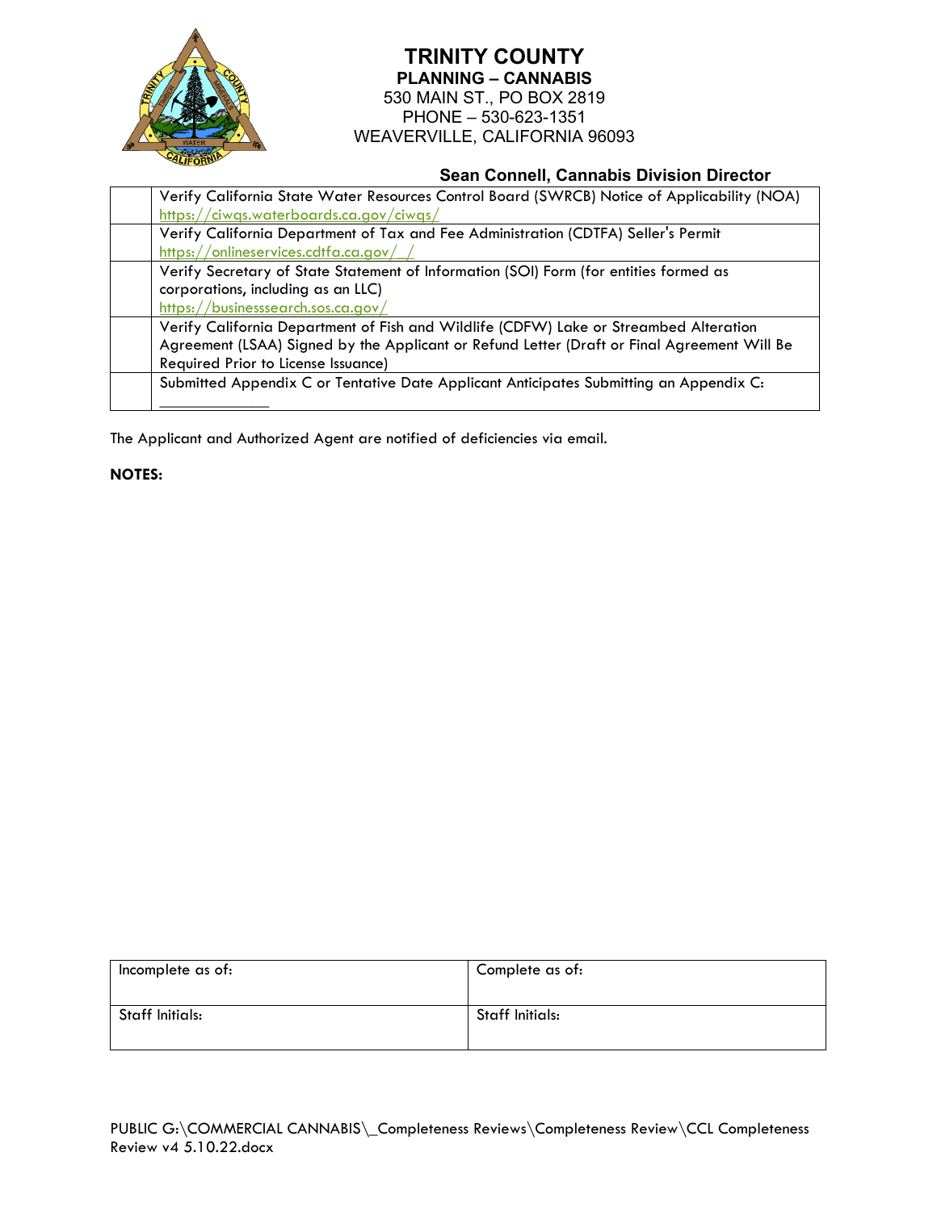**TRINITY COUNTY**
**PLANNING – CANNABIS**
530 MAIN ST., PO BOX 2819
PHONE – 530-623-1351
WEAVERVILLE, CALIFORNIA 96093

**Sean Connell, Cannabis Division Director**

| | |
|---|---|
| | Verify California State Water Resources Control Board (SWRCB) Notice of Applicability (NOA) https://ciwqs.waterboards.ca.gov/ciwqs/ |
| | Verify California Department of Tax and Fee Administration (CDTFA) Seller's Permit https://onlineservices.cdtfa.ca.gov/_/ |
| | Verify Secretary of State Statement of Information (SOI) Form (for entities formed as corporations, including as an LLC) https://businesssearch.sos.ca.gov/ |
| | Verify California Department of Fish and Wildlife (CDFW) Lake or Streambed Alteration Agreement (LSAA) Signed by the Applicant or Refund Letter (Draft or Final Agreement Will Be Required Prior to License Issuance) |
| | Submitted Appendix C or Tentative Date Applicant Anticipates Submitting an Appendix C: _____________ |

The Applicant and Authorized Agent are notified of deficiencies via email.

**NOTES:**

| | |
|---|---|
| Incomplete as of: | Complete as of: |
| Staff Initials: | Staff Initials: |

PUBLIC G:\COMMERCIAL CANNABIS\_Completeness Reviews\Completeness Review\CCL Completeness Review v4 5.10.22.docx